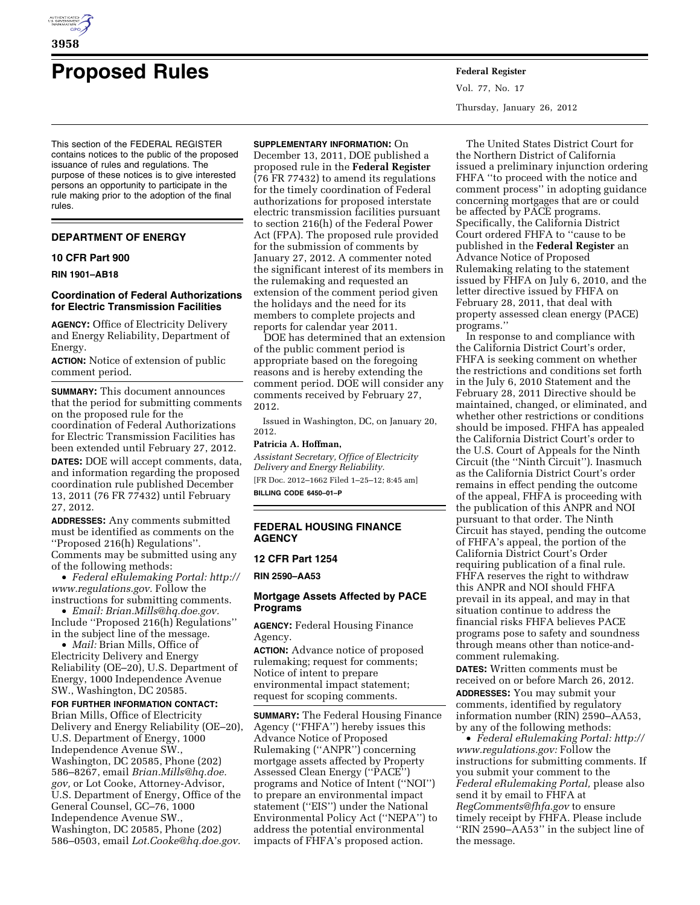# Proposed Rules

This section of the FEDERAL REGISTER contains notices to the public of the proposed issuance of rules and regulations. The purpose of these notices is to give interested persons an opportunity to participate in the rule making prior to the adoption of the final rules.

## DEPARTMENT OF ENERGY

### 10 CFR Part 900

**RIN 1901–AB18**

### Coordination of Federal Authorizations for Electric Transmission Facilities

**AGENCY:** Office of Electricity Delivery and Energy Reliability, Department of Energy.

**ACTION:** Notice of extension of public comment period.

**SUMMARY:** This document announces that the period for submitting comments on the proposed rule for the coordination of Federal Authorizations for Electric Transmission Facilities has been extended until February 27, 2012.

**DATES:** DOE will accept comments, data, and information regarding the proposed coordination rule published December 13, 2011 (76 FR 77432) until February 27, 2012.

**ADDRESSES:** Any comments submitted must be identified as comments on the ''Proposed 216(h) Regulations''. Comments may be submitted using any of the following methods:

- *Federal eRulemaking Portal: http://www.regulations.gov.* Follow the instructions for submitting comments.
- *Email: Brian.Mills@hq.doe.gov.* Include ''Proposed 216(h) Regulations'' in the subject line of the message.
- *Mail:* Brian Mills, Office of Electricity Delivery and Energy Reliability (OE–20), U.S. Department of Energy, 1000 Independence Avenue SW., Washington, DC 20585.

**FOR FURTHER INFORMATION CONTACT:** Brian Mills, Office of Electricity Delivery and Energy Reliability (OE–20), U.S. Department of Energy, 1000 Independence Avenue SW., Washington, DC 20585, Phone (202) 586–8267, email *Brian.Mills@hq.doe.gov,* or Lot Cooke, Attorney-Advisor, U.S. Department of Energy, Office of the General Counsel, GC–76, 1000 Independence Avenue SW., Washington, DC 20585, Phone (202) 586–0503, email *Lot.Cooke@hq.doe.gov.*

**SUPPLEMENTARY INFORMATION:** On December 13, 2011, DOE published a proposed rule in the **Federal Register** (76 FR 77432) to amend its regulations for the timely coordination of Federal authorizations for proposed interstate electric transmission facilities pursuant to section 216(h) of the Federal Power Act (FPA). The proposed rule provided for the submission of comments by January 27, 2012. A commenter noted the significant interest of its members in the rulemaking and requested an extension of the comment period given the holidays and the need for its members to complete projects and reports for calendar year 2011.

DOE has determined that an extension of the public comment period is appropriate based on the foregoing reasons and is hereby extending the comment period. DOE will consider any comments received by February 27, 2012.

Issued in Washington, DC, on January 20, 2012.

**Patricia A. Hoffman,**

*Assistant Secretary, Office of Electricity Delivery and Energy Reliability.*

[FR Doc. 2012–1662 Filed 1–25–12; 8:45 am]

**BILLING CODE 6450–01–P**

## FEDERAL HOUSING FINANCE AGENCY

### 12 CFR Part 1254

**RIN 2590–AA53**

### Mortgage Assets Affected by PACE Programs

**AGENCY:** Federal Housing Finance Agency.

**ACTION:** Advance notice of proposed rulemaking; request for comments; Notice of intent to prepare environmental impact statement; request for scoping comments.

**SUMMARY:** The Federal Housing Finance Agency (''FHFA'') hereby issues this Advance Notice of Proposed Rulemaking (''ANPR'') concerning mortgage assets affected by Property Assessed Clean Energy (''PACE'') programs and Notice of Intent (''NOI'') to prepare an environmental impact statement (''EIS'') under the National Environmental Policy Act (''NEPA'') to address the potential environmental impacts of FHFA's proposed action.

The United States District Court for the Northern District of California issued a preliminary injunction ordering FHFA ''to proceed with the notice and comment process'' in adopting guidance concerning mortgages that are or could be affected by PACE programs. Specifically, the California District Court ordered FHFA to ''cause to be published in the **Federal Register** an Advance Notice of Proposed Rulemaking relating to the statement issued by FHFA on July 6, 2010, and the letter directive issued by FHFA on February 28, 2011, that deal with property assessed clean energy (PACE) programs.''

In response to and compliance with the California District Court's order, FHFA is seeking comment on whether the restrictions and conditions set forth in the July 6, 2010 Statement and the February 28, 2011 Directive should be maintained, changed, or eliminated, and whether other restrictions or conditions should be imposed. FHFA has appealed the California District Court's order to the U.S. Court of Appeals for the Ninth Circuit (the ''Ninth Circuit''). Inasmuch as the California District Court's order remains in effect pending the outcome of the appeal, FHFA is proceeding with the publication of this ANPR and NOI pursuant to that order. The Ninth Circuit has stayed, pending the outcome of FHFA's appeal, the portion of the California District Court's Order requiring publication of a final rule. FHFA reserves the right to withdraw this ANPR and NOI should FHFA prevail in its appeal, and may in that situation continue to address the financial risks FHFA believes PACE programs pose to safety and soundness through means other than notice-and-comment rulemaking.

**DATES:** Written comments must be received on or before March 26, 2012.

**ADDRESSES:** You may submit your comments, identified by regulatory information number (RIN) 2590–AA53, by any of the following methods:

- *Federal eRulemaking Portal: http://www.regulations.gov:* Follow the instructions for submitting comments. If you submit your comment to the *Federal eRulemaking Portal,* please also send it by email to FHFA at *RegComments@fhfa.gov* to ensure timely receipt by FHFA. Please include ''RIN 2590–AA53'' in the subject line of the message.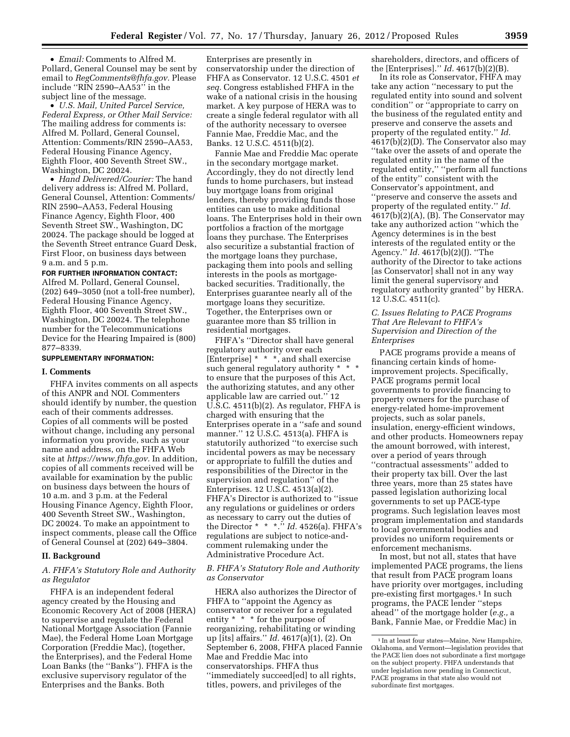- *Email:* Comments to Alfred M. Pollard, General Counsel may be sent by email to *RegComments@fhfa.gov.* Please include ''RIN 2590–AA53'' in the subject line of the message.
- *U.S. Mail, United Parcel Service, Federal Express, or Other Mail Service:* The mailing address for comments is: Alfred M. Pollard, General Counsel, Attention: Comments/RIN 2590–AA53, Federal Housing Finance Agency, Eighth Floor, 400 Seventh Street SW., Washington, DC 20024.
- *Hand Delivered/Courier:* The hand delivery address is: Alfred M. Pollard, General Counsel, Attention: Comments/ RIN 2590–AA53, Federal Housing Finance Agency, Eighth Floor, 400 Seventh Street SW., Washington, DC 20024. The package should be logged at the Seventh Street entrance Guard Desk, First Floor, on business days between 9 a.m. and 5 p.m.

**FOR FURTHER INFORMATION CONTACT:** Alfred M. Pollard, General Counsel, (202) 649–3050 (not a toll-free number), Federal Housing Finance Agency, Eighth Floor, 400 Seventh Street SW., Washington, DC 20024. The telephone number for the Telecommunications Device for the Hearing Impaired is (800) 877–8339.

**SUPPLEMENTARY INFORMATION:**

## I. Comments

FHFA invites comments on all aspects of this ANPR and NOI. Commenters should identify by number, the question each of their comments addresses. Copies of all comments will be posted without change, including any personal information you provide, such as your name and address, on the FHFA Web site at *https://www.fhfa.gov.* In addition, copies of all comments received will be available for examination by the public on business days between the hours of 10 a.m. and 3 p.m. at the Federal Housing Finance Agency, Eighth Floor, 400 Seventh Street SW., Washington, DC 20024. To make an appointment to inspect comments, please call the Office of General Counsel at (202) 649–3804.

## II. Background

### *A. FHFA's Statutory Role and Authority as Regulator*

FHFA is an independent federal agency created by the Housing and Economic Recovery Act of 2008 (HERA) to supervise and regulate the Federal National Mortgage Association (Fannie Mae), the Federal Home Loan Mortgage Corporation (Freddie Mac), (together, the Enterprises), and the Federal Home Loan Banks (the ''Banks''). FHFA is the exclusive supervisory regulator of the Enterprises and the Banks. Both Enterprises are presently in conservatorship under the direction of FHFA as Conservator. 12 U.S.C. 4501 *et seq.* Congress established FHFA in the wake of a national crisis in the housing market. A key purpose of HERA was to create a single federal regulator with all of the authority necessary to oversee Fannie Mae, Freddie Mac, and the Banks. 12 U.S.C. 4511(b)(2).

Fannie Mae and Freddie Mac operate in the secondary mortgage market. Accordingly, they do not directly lend funds to home purchasers, but instead buy mortgage loans from original lenders, thereby providing funds those entities can use to make additional loans. The Enterprises hold in their own portfolios a fraction of the mortgage loans they purchase. The Enterprises also securitize a substantial fraction of the mortgage loans they purchase, packaging them into pools and selling interests in the pools as mortgage-backed securities. Traditionally, the Enterprises guarantee nearly all of the mortgage loans they securitize. Together, the Enterprises own or guarantee more than $5 trillion in residential mortgages.

FHFA's ''Director shall have general regulatory authority over each [Enterprise] * * *, and shall exercise such general regulatory authority * * * to ensure that the purposes of this Act, the authorizing statutes, and any other applicable law are carried out.'' 12 U.S.C. 4511(b)(2). As regulator, FHFA is charged with ensuring that the Enterprises operate in a ''safe and sound manner.'' 12 U.S.C. 4513(a). FHFA is statutorily authorized ''to exercise such incidental powers as may be necessary or appropriate to fulfill the duties and responsibilities of the Director in the supervision and regulation'' of the Enterprises. 12 U.S.C. 4513(a)(2). FHFA's Director is authorized to ''issue any regulations or guidelines or orders as necessary to carry out the duties of the Director * * *.'' *Id.* 4526(a). FHFA's regulations are subject to notice-and-comment rulemaking under the Administrative Procedure Act.

### *B. FHFA's Statutory Role and Authority as Conservator*

HERA also authorizes the Director of FHFA to ''appoint the Agency as conservator or receiver for a regulated entity * * * for the purpose of reorganizing, rehabilitating or winding up [its] affairs.'' *Id.* 4617(a)(1), (2). On September 6, 2008, FHFA placed Fannie Mae and Freddie Mac into conservatorships. FHFA thus ''immediately succeed[ed] to all rights, titles, powers, and privileges of the shareholders, directors, and officers of the [Enterprises].'' *Id.* 4617(b)(2)(B).

In its role as Conservator, FHFA may take any action ''necessary to put the regulated entity into sound and solvent condition'' or ''appropriate to carry on the business of the regulated entity and preserve and conserve the assets and property of the regulated entity.'' *Id.* 4617(b)(2)(D). The Conservator also may ''take over the assets of and operate the regulated entity in the name of the regulated entity,'' ''perform all functions of the entity'' consistent with the Conservator's appointment, and ''preserve and conserve the assets and property of the regulated entity.'' *Id.* 4617(b)(2)(A), (B). The Conservator may take any authorized action ''which the Agency determines is in the best interests of the regulated entity or the Agency.'' *Id.* 4617(b)(2)(J). ''The authority of the Director to take actions [as Conservator] shall not in any way limit the general supervisory and regulatory authority granted'' by HERA. 12 U.S.C. 4511(c).

### *C. Issues Relating to PACE Programs That Are Relevant to FHFA's Supervision and Direction of the Enterprises*

PACE programs provide a means of financing certain kinds of home-improvement projects. Specifically, PACE programs permit local governments to provide financing to property owners for the purchase of energy-related home-improvement projects, such as solar panels, insulation, energy-efficient windows, and other products. Homeowners repay the amount borrowed, with interest, over a period of years through ''contractual assessments'' added to their property tax bill. Over the last three years, more than 25 states have passed legislation authorizing local governments to set up PACE-type programs. Such legislation leaves most program implementation and standards to local governmental bodies and provides no uniform requirements or enforcement mechanisms.

In most, but not all, states that have implemented PACE programs, the liens that result from PACE program loans have priority over mortgages, including pre-existing first mortgages.[1] In such programs, the PACE lender ''steps ahead'' of the mortgage holder (*e.g.,* a Bank, Fannie Mae, or Freddie Mac) in

[1] In at least four states—Maine, New Hampshire, Oklahoma, and Vermont—legislation provides that the PACE lien does not subordinate a first mortgage on the subject property. FHFA understands that under legislation now pending in Connecticut, PACE programs in that state also would not subordinate first mortgages.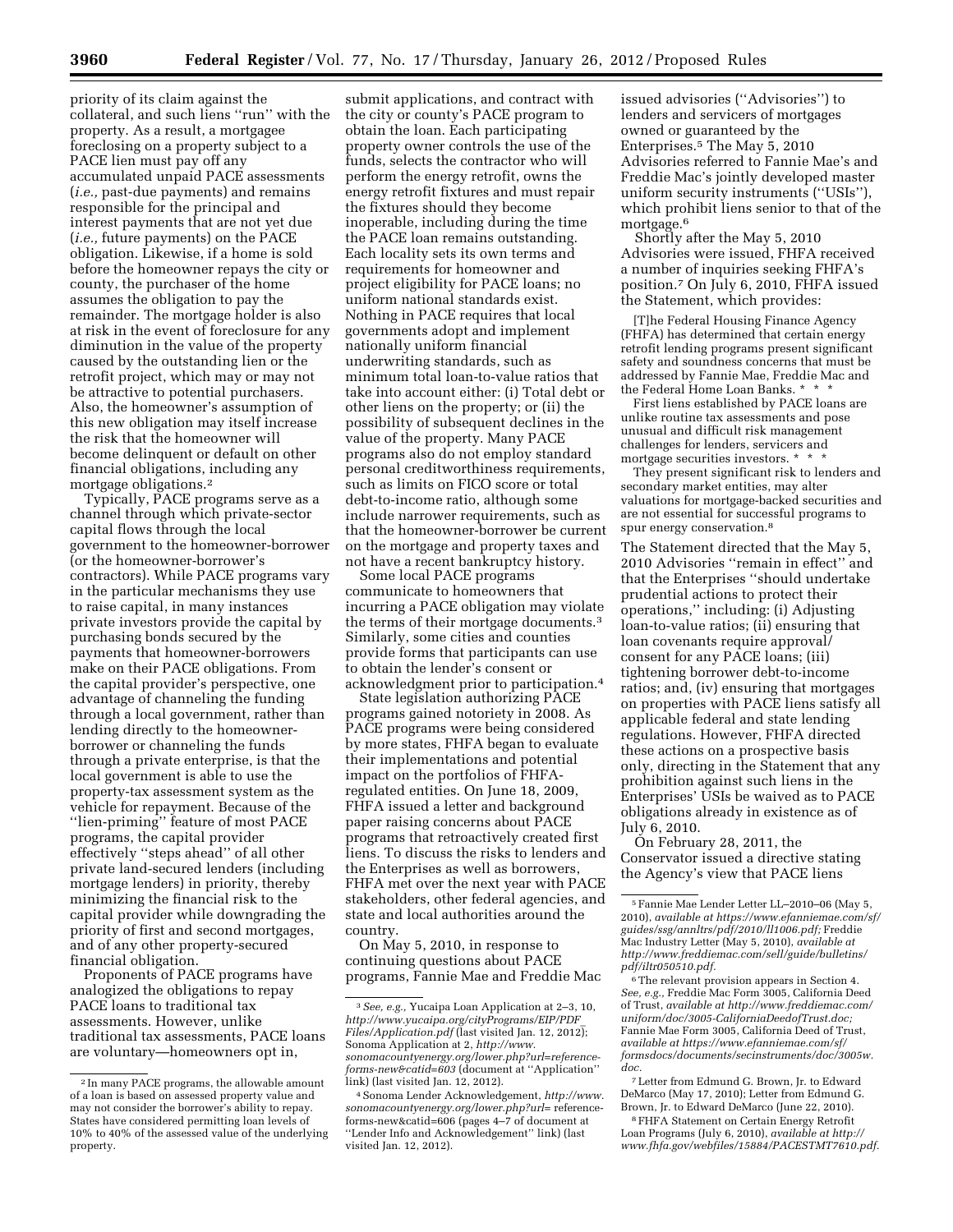priority of its claim against the collateral, and such liens "run" with the property. As a result, a mortgagee foreclosing on a property subject to a PACE lien must pay off any accumulated unpaid PACE assessments (*i.e.,* past-due payments) and remains responsible for the principal and interest payments that are not yet due (*i.e.,* future payments) on the PACE obligation. Likewise, if a home is sold before the homeowner repays the city or county, the purchaser of the home assumes the obligation to pay the remainder. The mortgage holder is also at risk in the event of foreclosure for any diminution in the value of the property caused by the outstanding lien or the retrofit project, which may or may not be attractive to potential purchasers. Also, the homeowner's assumption of this new obligation may itself increase the risk that the homeowner will become delinquent or default on other financial obligations, including any mortgage obligations.[2]

Typically, PACE programs serve as a channel through which private-sector capital flows through the local government to the homeowner-borrower (or the homeowner-borrower's contractors). While PACE programs vary in the particular mechanisms they use to raise capital, in many instances private investors provide the capital by purchasing bonds secured by the payments that homeowner-borrowers make on their PACE obligations. From the capital provider's perspective, one advantage of channeling the funding through a local government, rather than lending directly to the homeowner-borrower or channeling the funds through a private enterprise, is that the local government is able to use the property-tax assessment system as the vehicle for repayment. Because of the "lien-priming" feature of most PACE programs, the capital provider effectively "steps ahead" of all other private land-secured lenders (including mortgage lenders) in priority, thereby minimizing the financial risk to the capital provider while downgrading the priority of first and second mortgages, and of any other property-secured financial obligation.

Proponents of PACE programs have analogized the obligations to repay PACE loans to traditional tax assessments. However, unlike traditional tax assessments, PACE loans are voluntary—homeowners opt in, submit applications, and contract with the city or county's PACE program to obtain the loan. Each participating property owner controls the use of the funds, selects the contractor who will perform the energy retrofit, owns the energy retrofit fixtures and must repair the fixtures should they become inoperable, including during the time the PACE loan remains outstanding. Each locality sets its own terms and requirements for homeowner and project eligibility for PACE loans; no uniform national standards exist. Nothing in PACE requires that local governments adopt and implement nationally uniform financial underwriting standards, such as minimum total loan-to-value ratios that take into account either: (i) Total debt or other liens on the property; or (ii) the possibility of subsequent declines in the value of the property. Many PACE programs also do not employ standard personal creditworthiness requirements, such as limits on FICO score or total debt-to-income ratio, although some include narrower requirements, such as that the homeowner-borrower be current on the mortgage and property taxes and not have a recent bankruptcy history.

Some local PACE programs communicate to homeowners that incurring a PACE obligation may violate the terms of their mortgage documents.[3] Similarly, some cities and counties provide forms that participants can use to obtain the lender's consent or acknowledgment prior to participation.[4]

State legislation authorizing PACE programs gained notoriety in 2008. As PACE programs were being considered by more states, FHFA began to evaluate their implementations and potential impact on the portfolios of FHFA-regulated entities. On June 18, 2009, FHFA issued a letter and background paper raising concerns about PACE programs that retroactively created first liens. To discuss the risks to lenders and the Enterprises as well as borrowers, FHFA met over the next year with PACE stakeholders, other federal agencies, and state and local authorities around the country.

On May 5, 2010, in response to continuing questions about PACE programs, Fannie Mae and Freddie Mac issued advisories ("Advisories") to lenders and servicers of mortgages owned or guaranteed by the Enterprises.[5] The May 5, 2010 Advisories referred to Fannie Mae's and Freddie Mac's jointly developed master uniform security instruments ("USIs"), which prohibit liens senior to that of the mortgage.[6]

Shortly after the May 5, 2010 Advisories were issued, FHFA received a number of inquiries seeking FHFA's position.[7] On July 6, 2010, FHFA issued the Statement, which provides:

> [T]he Federal Housing Finance Agency (FHFA) has determined that certain energy retrofit lending programs present significant safety and soundness concerns that must be addressed by Fannie Mae, Freddie Mac and the Federal Home Loan Banks. * * *
>
> First liens established by PACE loans are unlike routine tax assessments and pose unusual and difficult risk management challenges for lenders, servicers and mortgage securities investors. * * *
>
> They present significant risk to lenders and secondary market entities, may alter valuations for mortgage-backed securities and are not essential for successful programs to spur energy conservation.[8]

The Statement directed that the May 5, 2010 Advisories "remain in effect" and that the Enterprises "should undertake prudential actions to protect their operations," including: (i) Adjusting loan-to-value ratios; (ii) ensuring that loan covenants require approval/consent for any PACE loans; (iii) tightening borrower debt-to-income ratios; and, (iv) ensuring that mortgages on properties with PACE liens satisfy all applicable federal and state lending regulations. However, FHFA directed these actions on a prospective basis only, directing in the Statement that any prohibition against such liens in the Enterprises' USIs be waived as to PACE obligations already in existence as of July 6, 2010.

On February 28, 2011, the Conservator issued a directive stating the Agency's view that PACE liens

---

[2] In many PACE programs, the allowable amount of a loan is based on assessed property value and may not consider the borrower's ability to repay. States have considered permitting loan levels of 10% to 40% of the assessed value of the underlying property.

[3] *See, e.g.,* Yucaipa Loan Application at 2–3, 10, *http://www.yucaipa.org/cityPrograms/EIP/PDF_Files/Application.pdf* (last visited Jan. 12, 2012); Sonoma Application at 2, *http://www.sonomacountyenergy.org/lower.php?url=reference-forms-new&catid=603* (document at "Application" link) (last visited Jan. 12, 2012).

[4] Sonoma Lender Acknowledgement, *http://www.sonomacountyenergy.org/lower.php?url=* reference-forms-new&catid=606 (pages 4–7 of document at "Lender Info and Acknowledgement" link) (last visited Jan. 12, 2012).

[5] Fannie Mae Lender Letter LL–2010–06 (May 5, 2010), *available at https://www.efanniemae.com/sf/guides/ssg/annltrs/pdf/2010/ll1006.pdf;* Freddie Mac Industry Letter (May 5, 2010), *available at http://www.freddiemac.com/sell/guide/bulletins/pdf/iltr050510.pdf.*

[6] The relevant provision appears in Section 4. *See, e.g.,* Freddie Mac Form 3005, California Deed of Trust, *available at http://www.freddiemac.com/uniform/doc/3005-CaliforniaDeedofTrust.doc;* Fannie Mae Form 3005, California Deed of Trust, *available at https://www.efanniemae.com/sf/formsdocs/documents/secinstruments/doc/3005w.doc.*

[7] Letter from Edmund G. Brown, Jr. to Edward DeMarco (May 17, 2010); Letter from Edmund G. Brown, Jr. to Edward DeMarco (June 22, 2010).

[8] FHFA Statement on Certain Energy Retrofit Loan Programs (July 6, 2010), *available at http://www.fhfa.gov/webfiles/15884/PACESTMT7610.pdf.*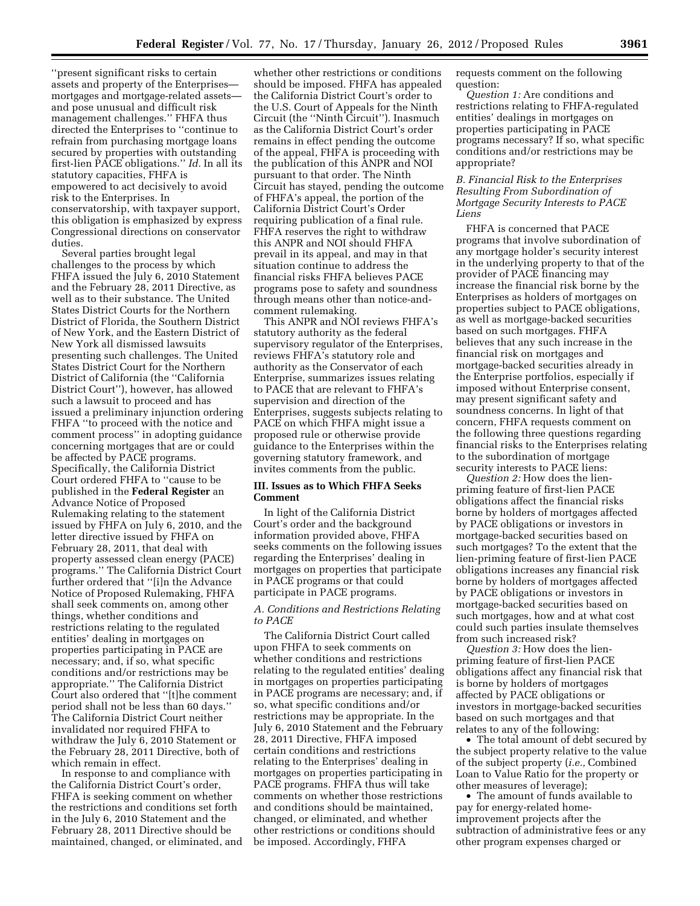''present significant risks to certain assets and property of the Enterprises—mortgages and mortgage-related assets—and pose unusual and difficult risk management challenges.'' FHFA thus directed the Enterprises to ''continue to refrain from purchasing mortgage loans secured by properties with outstanding first-lien PACE obligations.'' *Id.* In all its statutory capacities, FHFA is empowered to act decisively to avoid risk to the Enterprises. In conservatorship, with taxpayer support, this obligation is emphasized by express Congressional directions on conservator duties.

Several parties brought legal challenges to the process by which FHFA issued the July 6, 2010 Statement and the February 28, 2011 Directive, as well as to their substance. The United States District Courts for the Northern District of Florida, the Southern District of New York, and the Eastern District of New York all dismissed lawsuits presenting such challenges. The United States District Court for the Northern District of California (the ''California District Court''), however, has allowed such a lawsuit to proceed and has issued a preliminary injunction ordering FHFA ''to proceed with the notice and comment process'' in adopting guidance concerning mortgages that are or could be affected by PACE programs. Specifically, the California District Court ordered FHFA to ''cause to be published in the **Federal Register** an Advance Notice of Proposed Rulemaking relating to the statement issued by FHFA on July 6, 2010, and the letter directive issued by FHFA on February 28, 2011, that deal with property assessed clean energy (PACE) programs.'' The California District Court further ordered that ''[i]n the Advance Notice of Proposed Rulemaking, FHFA shall seek comments on, among other things, whether conditions and restrictions relating to the regulated entities' dealing in mortgages on properties participating in PACE are necessary; and, if so, what specific conditions and/or restrictions may be appropriate.'' The California District Court also ordered that ''[t]he comment period shall not be less than 60 days.'' The California District Court neither invalidated nor required FHFA to withdraw the July 6, 2010 Statement or the February 28, 2011 Directive, both of which remain in effect.

In response to and compliance with the California District Court's order, FHFA is seeking comment on whether the restrictions and conditions set forth in the July 6, 2010 Statement and the February 28, 2011 Directive should be maintained, changed, or eliminated, and whether other restrictions or conditions should be imposed. FHFA has appealed the California District Court's order to the U.S. Court of Appeals for the Ninth Circuit (the ''Ninth Circuit''). Inasmuch as the California District Court's order remains in effect pending the outcome of the appeal, FHFA is proceeding with the publication of this ANPR and NOI pursuant to that order. The Ninth Circuit has stayed, pending the outcome of FHFA's appeal, the portion of the California District Court's Order requiring publication of a final rule. FHFA reserves the right to withdraw this ANPR and NOI should FHFA prevail in its appeal, and may in that situation continue to address the financial risks FHFA believes PACE programs pose to safety and soundness through means other than notice-and-comment rulemaking.

This ANPR and NOI reviews FHFA's statutory authority as the federal supervisory regulator of the Enterprises, reviews FHFA's statutory role and authority as the Conservator of each Enterprise, summarizes issues relating to PACE that are relevant to FHFA's supervision and direction of the Enterprises, suggests subjects relating to PACE on which FHFA might issue a proposed rule or otherwise provide guidance to the Enterprises within the governing statutory framework, and invites comments from the public.

## III. Issues as to Which FHFA Seeks Comment

In light of the California District Court's order and the background information provided above, FHFA seeks comments on the following issues regarding the Enterprises' dealing in mortgages on properties that participate in PACE programs or that could participate in PACE programs.

### *A. Conditions and Restrictions Relating to PACE*

The California District Court called upon FHFA to seek comments on whether conditions and restrictions relating to the regulated entities' dealing in mortgages on properties participating in PACE programs are necessary; and, if so, what specific conditions and/or restrictions may be appropriate. In the July 6, 2010 Statement and the February 28, 2011 Directive, FHFA imposed certain conditions and restrictions relating to the Enterprises' dealing in mortgages on properties participating in PACE programs. FHFA thus will take comments on whether those restrictions and conditions should be maintained, changed, or eliminated, and whether other restrictions or conditions should be imposed. Accordingly, FHFA requests comment on the following question:

*Question 1:* Are conditions and restrictions relating to FHFA-regulated entities' dealings in mortgages on properties participating in PACE programs necessary? If so, what specific conditions and/or restrictions may be appropriate?

### *B. Financial Risk to the Enterprises Resulting From Subordination of Mortgage Security Interests to PACE Liens*

FHFA is concerned that PACE programs that involve subordination of any mortgage holder's security interest in the underlying property to that of the provider of PACE financing may increase the financial risk borne by the Enterprises as holders of mortgages on properties subject to PACE obligations, as well as mortgage-backed securities based on such mortgages. FHFA believes that any such increase in the financial risk on mortgages and mortgage-backed securities already in the Enterprise portfolios, especially if imposed without Enterprise consent, may present significant safety and soundness concerns. In light of that concern, FHFA requests comment on the following three questions regarding financial risks to the Enterprises relating to the subordination of mortgage security interests to PACE liens:

*Question 2:* How does the lien-priming feature of first-lien PACE obligations affect the financial risks borne by holders of mortgages affected by PACE obligations or investors in mortgage-backed securities based on such mortgages? To the extent that the lien-priming feature of first-lien PACE obligations increases any financial risk borne by holders of mortgages affected by PACE obligations or investors in mortgage-backed securities based on such mortgages, how and at what cost could such parties insulate themselves from such increased risk?

*Question 3:* How does the lien-priming feature of first-lien PACE obligations affect any financial risk that is borne by holders of mortgages affected by PACE obligations or investors in mortgage-backed securities based on such mortgages and that relates to any of the following:

- The total amount of debt secured by the subject property relative to the value of the subject property (*i.e.,* Combined Loan to Value Ratio for the property or other measures of leverage);
- The amount of funds available to pay for energy-related home-improvement projects after the subtraction of administrative fees or any other program expenses charged or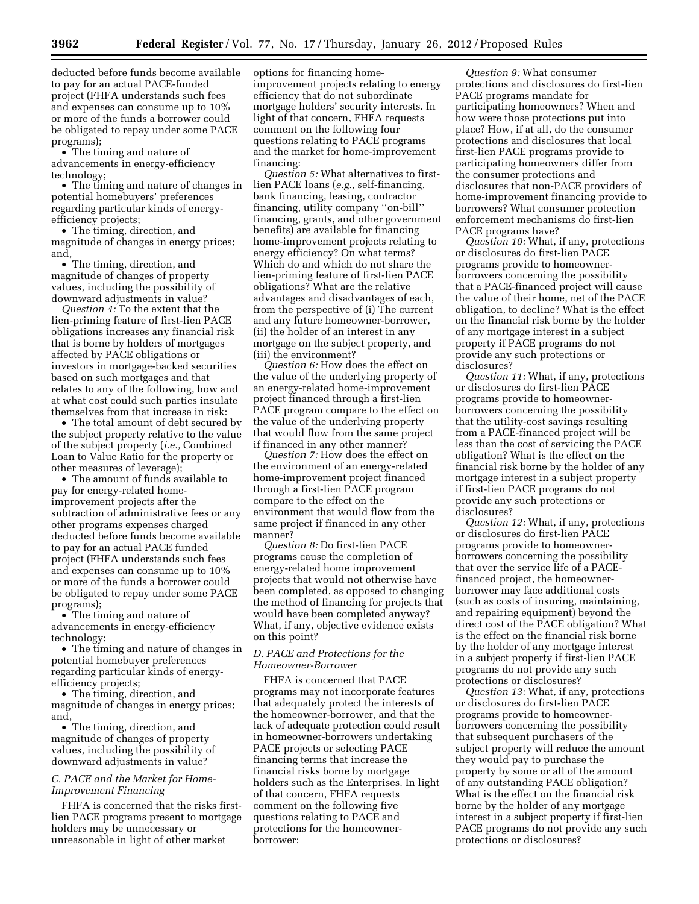deducted before funds become available to pay for an actual PACE-funded project (FHFA understands such fees and expenses can consume up to 10% or more of the funds a borrower could be obligated to repay under some PACE programs);

- The timing and nature of advancements in energy-efficiency technology;
- The timing and nature of changes in potential homebuyers' preferences regarding particular kinds of energy-efficiency projects;
- The timing, direction, and magnitude of changes in energy prices; and,
- The timing, direction, and magnitude of changes of property values, including the possibility of downward adjustments in value?

*Question 4:* To the extent that the lien-priming feature of first-lien PACE obligations increases any financial risk that is borne by holders of mortgages affected by PACE obligations or investors in mortgage-backed securities based on such mortgages and that relates to any of the following, how and at what cost could such parties insulate themselves from that increase in risk:

- The total amount of debt secured by the subject property relative to the value of the subject property (*i.e.,* Combined Loan to Value Ratio for the property or other measures of leverage);
- The amount of funds available to pay for energy-related home-improvement projects after the subtraction of administrative fees or any other programs expenses charged deducted before funds become available to pay for an actual PACE funded project (FHFA understands such fees and expenses can consume up to 10% or more of the funds a borrower could be obligated to repay under some PACE programs);
- The timing and nature of advancements in energy-efficiency technology;
- The timing and nature of changes in potential homebuyer preferences regarding particular kinds of energy-efficiency projects;
- The timing, direction, and magnitude of changes in energy prices; and,
- The timing, direction, and magnitude of changes of property values, including the possibility of downward adjustments in value?

### *C. PACE and the Market for Home-Improvement Financing*

FHFA is concerned that the risks first-lien PACE programs present to mortgage holders may be unnecessary or unreasonable in light of other market options for financing home-improvement projects relating to energy efficiency that do not subordinate mortgage holders' security interests. In light of that concern, FHFA requests comment on the following four questions relating to PACE programs and the market for home-improvement financing:

*Question 5:* What alternatives to first-lien PACE loans (*e.g.,* self-financing, bank financing, leasing, contractor financing, utility company "on-bill" financing, grants, and other government benefits) are available for financing home-improvement projects relating to energy efficiency? On what terms? Which do and which do not share the lien-priming feature of first-lien PACE obligations? What are the relative advantages and disadvantages of each, from the perspective of (i) The current and any future homeowner-borrower, (ii) the holder of an interest in any mortgage on the subject property, and (iii) the environment?

*Question 6:* How does the effect on the value of the underlying property of an energy-related home-improvement project financed through a first-lien PACE program compare to the effect on the value of the underlying property that would flow from the same project if financed in any other manner?

*Question 7:* How does the effect on the environment of an energy-related home-improvement project financed through a first-lien PACE program compare to the effect on the environment that would flow from the same project if financed in any other manner?

*Question 8:* Do first-lien PACE programs cause the completion of energy-related home improvement projects that would not otherwise have been completed, as opposed to changing the method of financing for projects that would have been completed anyway? What, if any, objective evidence exists on this point?

### *D. PACE and Protections for the Homeowner-Borrower*

FHFA is concerned that PACE programs may not incorporate features that adequately protect the interests of the homeowner-borrower, and that the lack of adequate protection could result in homeowner-borrowers undertaking PACE projects or selecting PACE financing terms that increase the financial risks borne by mortgage holders such as the Enterprises. In light of that concern, FHFA requests comment on the following five questions relating to PACE and protections for the homeowner-borrower:

*Question 9:* What consumer protections and disclosures do first-lien PACE programs mandate for participating homeowners? When and how were those protections put into place? How, if at all, do the consumer protections and disclosures that local first-lien PACE programs provide to participating homeowners differ from the consumer protections and disclosures that non-PACE providers of home-improvement financing provide to borrowers? What consumer protection enforcement mechanisms do first-lien PACE programs have?

*Question 10:* What, if any, protections or disclosures do first-lien PACE programs provide to homeowner-borrowers concerning the possibility that a PACE-financed project will cause the value of their home, net of the PACE obligation, to decline? What is the effect on the financial risk borne by the holder of any mortgage interest in a subject property if PACE programs do not provide any such protections or disclosures?

*Question 11:* What, if any, protections or disclosures do first-lien PACE programs provide to homeowner-borrowers concerning the possibility that the utility-cost savings resulting from a PACE-financed project will be less than the cost of servicing the PACE obligation? What is the effect on the financial risk borne by the holder of any mortgage interest in a subject property if first-lien PACE programs do not provide any such protections or disclosures?

*Question 12:* What, if any, protections or disclosures do first-lien PACE programs provide to homeowner-borrowers concerning the possibility that over the service life of a PACE-financed project, the homeowner-borrower may face additional costs (such as costs of insuring, maintaining, and repairing equipment) beyond the direct cost of the PACE obligation? What is the effect on the financial risk borne by the holder of any mortgage interest in a subject property if first-lien PACE programs do not provide any such protections or disclosures?

*Question 13:* What, if any, protections or disclosures do first-lien PACE programs provide to homeowner-borrowers concerning the possibility that subsequent purchasers of the subject property will reduce the amount they would pay to purchase the property by some or all of the amount of any outstanding PACE obligation? What is the effect on the financial risk borne by the holder of any mortgage interest in a subject property if first-lien PACE programs do not provide any such protections or disclosures?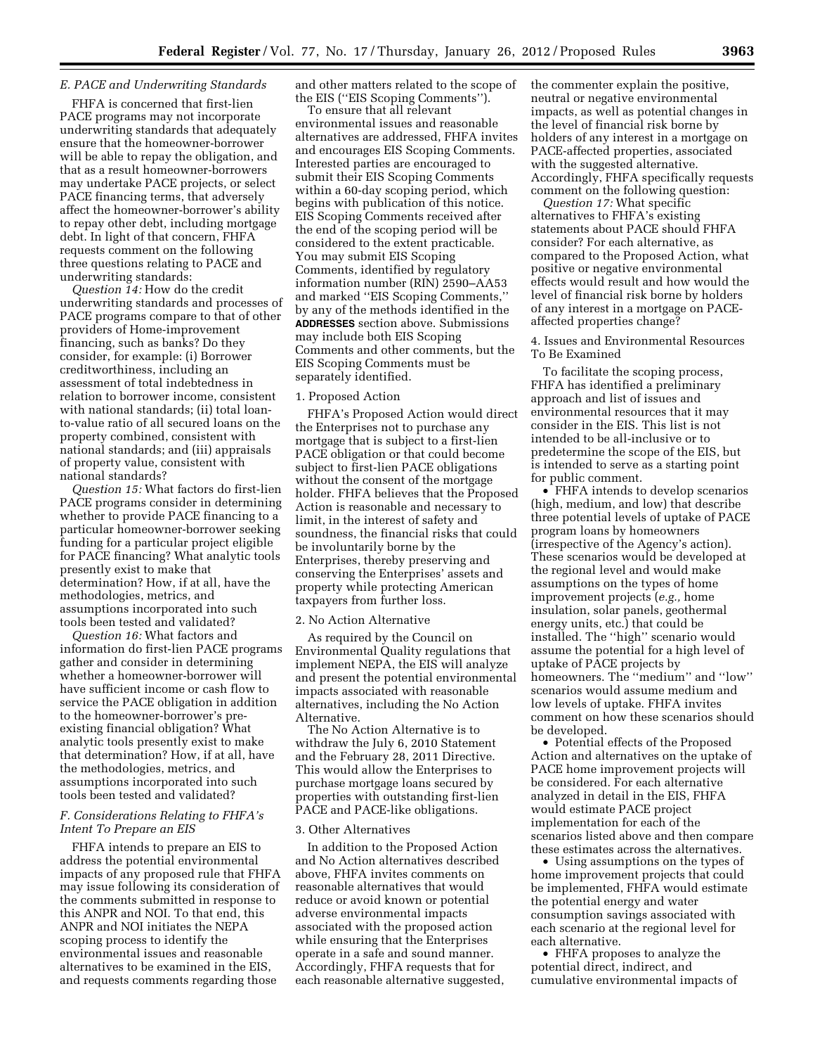### *E. PACE and Underwriting Standards*

FHFA is concerned that first-lien PACE programs may not incorporate underwriting standards that adequately ensure that the homeowner-borrower will be able to repay the obligation, and that as a result homeowner-borrowers may undertake PACE projects, or select PACE financing terms, that adversely affect the homeowner-borrower's ability to repay other debt, including mortgage debt. In light of that concern, FHFA requests comment on the following three questions relating to PACE and underwriting standards:

*Question 14:* How do the credit underwriting standards and processes of PACE programs compare to that of other providers of Home-improvement financing, such as banks? Do they consider, for example: (i) Borrower creditworthiness, including an assessment of total indebtedness in relation to borrower income, consistent with national standards; (ii) total loan-to-value ratio of all secured loans on the property combined, consistent with national standards; and (iii) appraisals of property value, consistent with national standards?

*Question 15:* What factors do first-lien PACE programs consider in determining whether to provide PACE financing to a particular homeowner-borrower seeking funding for a particular project eligible for PACE financing? What analytic tools presently exist to make that determination? How, if at all, have the methodologies, metrics, and assumptions incorporated into such tools been tested and validated?

*Question 16:* What factors and information do first-lien PACE programs gather and consider in determining whether a homeowner-borrower will have sufficient income or cash flow to service the PACE obligation in addition to the homeowner-borrower's pre-existing financial obligation? What analytic tools presently exist to make that determination? How, if at all, have the methodologies, metrics, and assumptions incorporated into such tools been tested and validated?

### *F. Considerations Relating to FHFA's Intent To Prepare an EIS*

FHFA intends to prepare an EIS to address the potential environmental impacts of any proposed rule that FHFA may issue following its consideration of the comments submitted in response to this ANPR and NOI. To that end, this ANPR and NOI initiates the NEPA scoping process to identify the environmental issues and reasonable alternatives to be examined in the EIS, and requests comments regarding those and other matters related to the scope of the EIS (''EIS Scoping Comments'').

To ensure that all relevant environmental issues and reasonable alternatives are addressed, FHFA invites and encourages EIS Scoping Comments. Interested parties are encouraged to submit their EIS Scoping Comments within a 60-day scoping period, which begins with publication of this notice. EIS Scoping Comments received after the end of the scoping period will be considered to the extent practicable. You may submit EIS Scoping Comments, identified by regulatory information number (RIN) 2590–AA53 and marked ''EIS Scoping Comments,'' by any of the methods identified in the **ADDRESSES** section above. Submissions may include both EIS Scoping Comments and other comments, but the EIS Scoping Comments must be separately identified.

#### 1. Proposed Action

FHFA's Proposed Action would direct the Enterprises not to purchase any mortgage that is subject to a first-lien PACE obligation or that could become subject to first-lien PACE obligations without the consent of the mortgage holder. FHFA believes that the Proposed Action is reasonable and necessary to limit, in the interest of safety and soundness, the financial risks that could be involuntarily borne by the Enterprises, thereby preserving and conserving the Enterprises' assets and property while protecting American taxpayers from further loss.

#### 2. No Action Alternative

As required by the Council on Environmental Quality regulations that implement NEPA, the EIS will analyze and present the potential environmental impacts associated with reasonable alternatives, including the No Action Alternative.

The No Action Alternative is to withdraw the July 6, 2010 Statement and the February 28, 2011 Directive. This would allow the Enterprises to purchase mortgage loans secured by properties with outstanding first-lien PACE and PACE-like obligations.

#### 3. Other Alternatives

In addition to the Proposed Action and No Action alternatives described above, FHFA invites comments on reasonable alternatives that would reduce or avoid known or potential adverse environmental impacts associated with the proposed action while ensuring that the Enterprises operate in a safe and sound manner. Accordingly, FHFA requests that for each reasonable alternative suggested, the commenter explain the positive, neutral or negative environmental impacts, as well as potential changes in the level of financial risk borne by holders of any interest in a mortgage on PACE-affected properties, associated with the suggested alternative. Accordingly, FHFA specifically requests comment on the following question:

*Question 17:* What specific alternatives to FHFA's existing statements about PACE should FHFA consider? For each alternative, as compared to the Proposed Action, what positive or negative environmental effects would result and how would the level of financial risk borne by holders of any interest in a mortgage on PACE-affected properties change?

#### 4. Issues and Environmental Resources To Be Examined

To facilitate the scoping process, FHFA has identified a preliminary approach and list of issues and environmental resources that it may consider in the EIS. This list is not intended to be all-inclusive or to predetermine the scope of the EIS, but is intended to serve as a starting point for public comment.

- FHFA intends to develop scenarios (high, medium, and low) that describe three potential levels of uptake of PACE program loans by homeowners (irrespective of the Agency's action). These scenarios would be developed at the regional level and would make assumptions on the types of home improvement projects (*e.g.,* home insulation, solar panels, geothermal energy units, etc.) that could be installed. The ''high'' scenario would assume the potential for a high level of uptake of PACE projects by homeowners. The ''medium'' and ''low'' scenarios would assume medium and low levels of uptake. FHFA invites comment on how these scenarios should be developed.
- Potential effects of the Proposed Action and alternatives on the uptake of PACE home improvement projects will be considered. For each alternative analyzed in detail in the EIS, FHFA would estimate PACE project implementation for each of the scenarios listed above and then compare these estimates across the alternatives.
- Using assumptions on the types of home improvement projects that could be implemented, FHFA would estimate the potential energy and water consumption savings associated with each scenario at the regional level for each alternative.
- FHFA proposes to analyze the potential direct, indirect, and cumulative environmental impacts of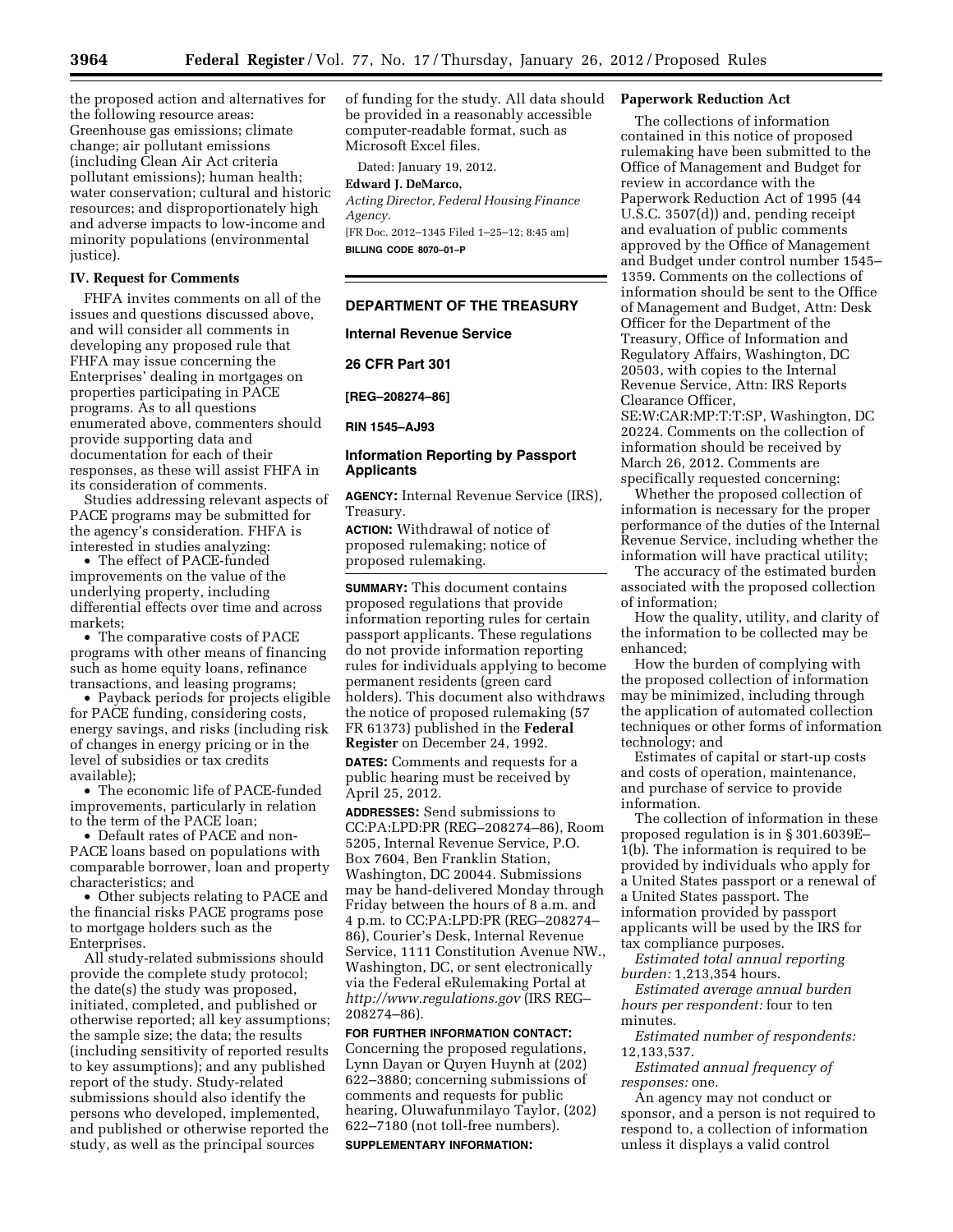the proposed action and alternatives for the following resource areas: Greenhouse gas emissions; climate change; air pollutant emissions (including Clean Air Act criteria pollutant emissions); human health; water conservation; cultural and historic resources; and disproportionately high and adverse impacts to low-income and minority populations (environmental justice).

### IV. Request for Comments

FHFA invites comments on all of the issues and questions discussed above, and will consider all comments in developing any proposed rule that FHFA may issue concerning the Enterprises' dealing in mortgages on properties participating in PACE programs. As to all questions enumerated above, commenters should provide supporting data and documentation for each of their responses, as these will assist FHFA in its consideration of comments.

Studies addressing relevant aspects of PACE programs may be submitted for the agency's consideration. FHFA is interested in studies analyzing:

- The effect of PACE-funded improvements on the value of the underlying property, including differential effects over time and across markets;
- The comparative costs of PACE programs with other means of financing such as home equity loans, refinance transactions, and leasing programs;
- Payback periods for projects eligible for PACE funding, considering costs, energy savings, and risks (including risk of changes in energy pricing or in the level of subsidies or tax credits available);
- The economic life of PACE-funded improvements, particularly in relation to the term of the PACE loan;
- Default rates of PACE and non-PACE loans based on populations with comparable borrower, loan and property characteristics; and
- Other subjects relating to PACE and the financial risks PACE programs pose to mortgage holders such as the Enterprises.

All study-related submissions should provide the complete study protocol; the date(s) the study was proposed, initiated, completed, and published or otherwise reported; all key assumptions; the sample size; the data; the results (including sensitivity of reported results to key assumptions); and any published report of the study. Study-related submissions should also identify the persons who developed, implemented, and published or otherwise reported the study, as well as the principal sources of funding for the study. All data should be provided in a reasonably accessible computer-readable format, such as Microsoft Excel files.

Dated: January 19, 2012.

**Edward J. DeMarco,**

*Acting Director, Federal Housing Finance Agency.*

[FR Doc. 2012–1345 Filed 1–25–12; 8:45 am]

**BILLING CODE 8070–01–P**

## DEPARTMENT OF THE TREASURY

## Internal Revenue Service

## 26 CFR Part 301

## [REG–208274–86]

## RIN 1545–AJ93

## Information Reporting by Passport Applicants

**AGENCY:** Internal Revenue Service (IRS), Treasury.

**ACTION:** Withdrawal of notice of proposed rulemaking; notice of proposed rulemaking.

**SUMMARY:** This document contains proposed regulations that provide information reporting rules for certain passport applicants. These regulations do not provide information reporting rules for individuals applying to become permanent residents (green card holders). This document also withdraws the notice of proposed rulemaking (57 FR 61373) published in the **Federal Register** on December 24, 1992.

**DATES:** Comments and requests for a public hearing must be received by April 25, 2012.

**ADDRESSES:** Send submissions to CC:PA:LPD:PR (REG–208274–86), Room 5205, Internal Revenue Service, P.O. Box 7604, Ben Franklin Station, Washington, DC 20044. Submissions may be hand-delivered Monday through Friday between the hours of 8 a.m. and 4 p.m. to CC:PA:LPD:PR (REG–208274–86), Courier's Desk, Internal Revenue Service, 1111 Constitution Avenue NW., Washington, DC, or sent electronically via the Federal eRulemaking Portal at *http://www.regulations.gov* (IRS REG–208274–86).

**FOR FURTHER INFORMATION CONTACT:** Concerning the proposed regulations, Lynn Dayan or Quyen Huynh at (202) 622–3880; concerning submissions of comments and requests for public hearing, Oluwafunmilayo Taylor, (202) 622–7180 (not toll-free numbers).

**SUPPLEMENTARY INFORMATION:**

### Paperwork Reduction Act

The collections of information contained in this notice of proposed rulemaking have been submitted to the Office of Management and Budget for review in accordance with the Paperwork Reduction Act of 1995 (44 U.S.C. 3507(d)) and, pending receipt and evaluation of public comments approved by the Office of Management and Budget under control number 1545–1359. Comments on the collections of information should be sent to the Office of Management and Budget, Attn: Desk Officer for the Department of the Treasury, Office of Information and Regulatory Affairs, Washington, DC 20503, with copies to the Internal Revenue Service, Attn: IRS Reports Clearance Officer, SE:W:CAR:MP:T:T:SP, Washington, DC 20224. Comments on the collection of information should be received by March 26, 2012. Comments are specifically requested concerning:

Whether the proposed collection of information is necessary for the proper performance of the duties of the Internal Revenue Service, including whether the information will have practical utility;

The accuracy of the estimated burden associated with the proposed collection of information;

How the quality, utility, and clarity of the information to be collected may be enhanced;

How the burden of complying with the proposed collection of information may be minimized, including through the application of automated collection techniques or other forms of information technology; and

Estimates of capital or start-up costs and costs of operation, maintenance, and purchase of service to provide information.

The collection of information in these proposed regulation is in § 301.6039E–1(b). The information is required to be provided by individuals who apply for a United States passport or a renewal of a United States passport. The information provided by passport applicants will be used by the IRS for tax compliance purposes.

*Estimated total annual reporting burden:* 1,213,354 hours.

*Estimated average annual burden hours per respondent:* four to ten minutes.

*Estimated number of respondents:* 12,133,537.

*Estimated annual frequency of responses:* one.

An agency may not conduct or sponsor, and a person is not required to respond to, a collection of information unless it displays a valid control